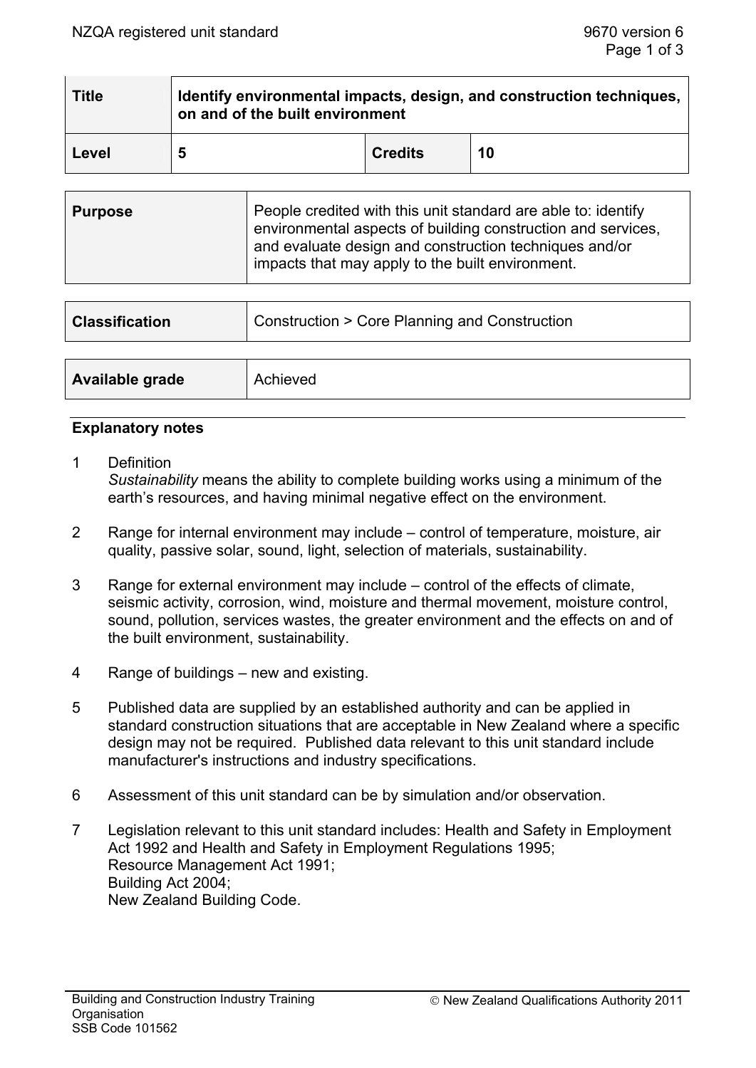| | | | |
|---|---|---|---|
| **Title** | **Identify environmental impacts, design, and construction techniques, on and of the built environment** | | |
| **Level** | **5** | **Credits** | **10** |

| | |
|---|---|
| **Purpose** | People credited with this unit standard are able to: identify environmental aspects of building construction and services, and evaluate design and construction techniques and/or impacts that may apply to the built environment. |

| | |
|---|---|
| **Classification** | Construction > Core Planning and Construction |

| | |
|---|---|
| **Available grade** | Achieved |

## Explanatory notes

1. Definition
   *Sustainability* means the ability to complete building works using a minimum of the earth's resources, and having minimal negative effect on the environment.

2. Range for internal environment may include – control of temperature, moisture, air quality, passive solar, sound, light, selection of materials, sustainability.

3. Range for external environment may include – control of the effects of climate, seismic activity, corrosion, wind, moisture and thermal movement, moisture control, sound, pollution, services wastes, the greater environment and the effects on and of the built environment, sustainability.

4. Range of buildings – new and existing.

5. Published data are supplied by an established authority and can be applied in standard construction situations that are acceptable in New Zealand where a specific design may not be required. Published data relevant to this unit standard include manufacturer's instructions and industry specifications.

6. Assessment of this unit standard can be by simulation and/or observation.

7. Legislation relevant to this unit standard includes: Health and Safety in Employment Act 1992 and Health and Safety in Employment Regulations 1995;
   Resource Management Act 1991;
   Building Act 2004;
   New Zealand Building Code.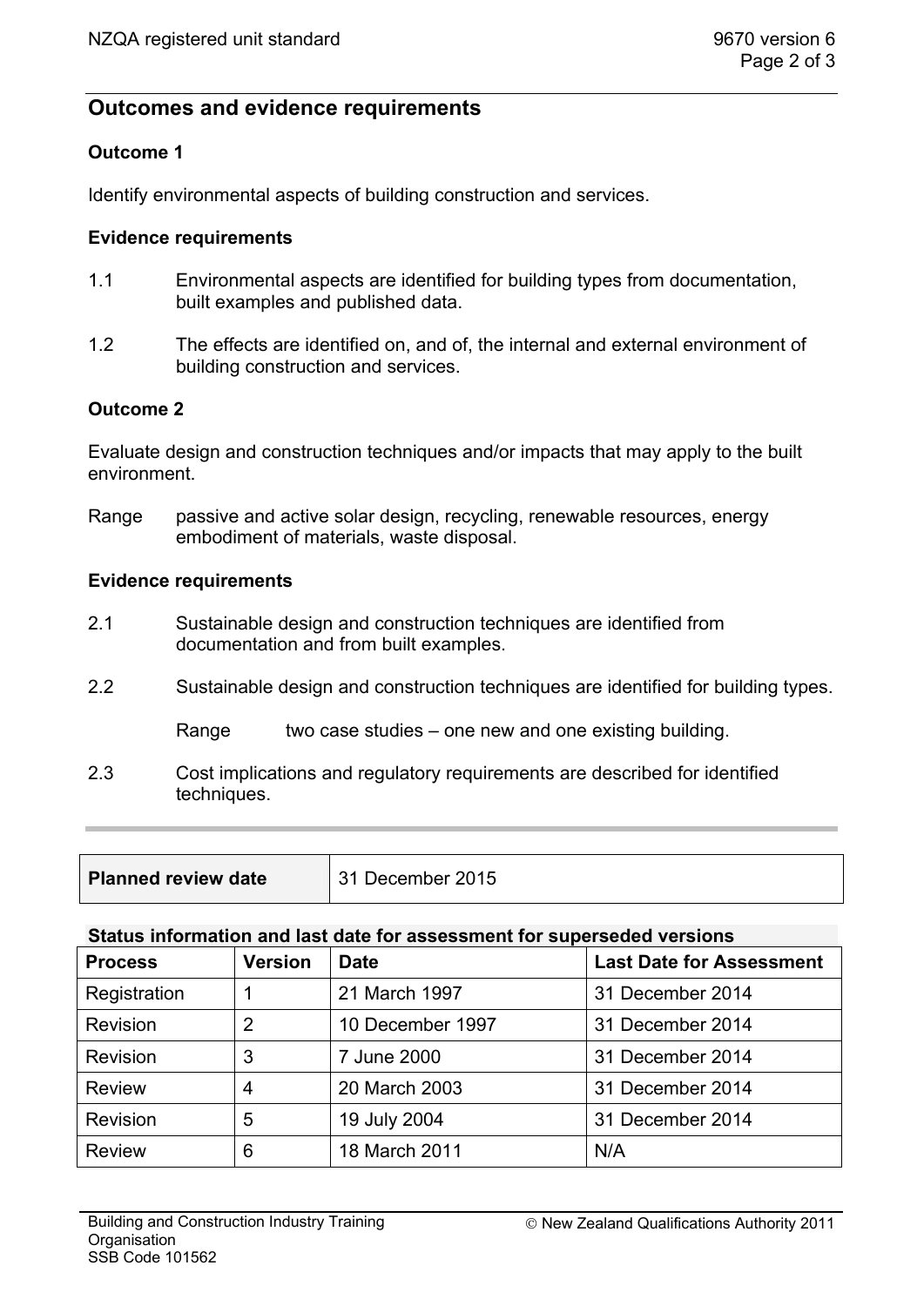## Outcomes and evidence requirements

### Outcome 1

Identify environmental aspects of building construction and services.

#### Evidence requirements

1.1 Environmental aspects are identified for building types from documentation, built examples and published data.

1.2 The effects are identified on, and of, the internal and external environment of building construction and services.

### Outcome 2

Evaluate design and construction techniques and/or impacts that may apply to the built environment.

Range passive and active solar design, recycling, renewable resources, energy embodiment of materials, waste disposal.

#### Evidence requirements

2.1 Sustainable design and construction techniques are identified from documentation and from built examples.

2.2 Sustainable design and construction techniques are identified for building types.

Range two case studies – one new and one existing building.

2.3 Cost implications and regulatory requirements are described for identified techniques.

| | |
|---|---|
| **Planned review date** | 31 December 2015 |

**Status information and last date for assessment for superseded versions**

| Process | Version | Date | Last Date for Assessment |
|---|---|---|---|
| Registration | 1 | 21 March 1997 | 31 December 2014 |
| Revision | 2 | 10 December 1997 | 31 December 2014 |
| Revision | 3 | 7 June 2000 | 31 December 2014 |
| Review | 4 | 20 March 2003 | 31 December 2014 |
| Revision | 5 | 19 July 2004 | 31 December 2014 |
| Review | 6 | 18 March 2011 | N/A |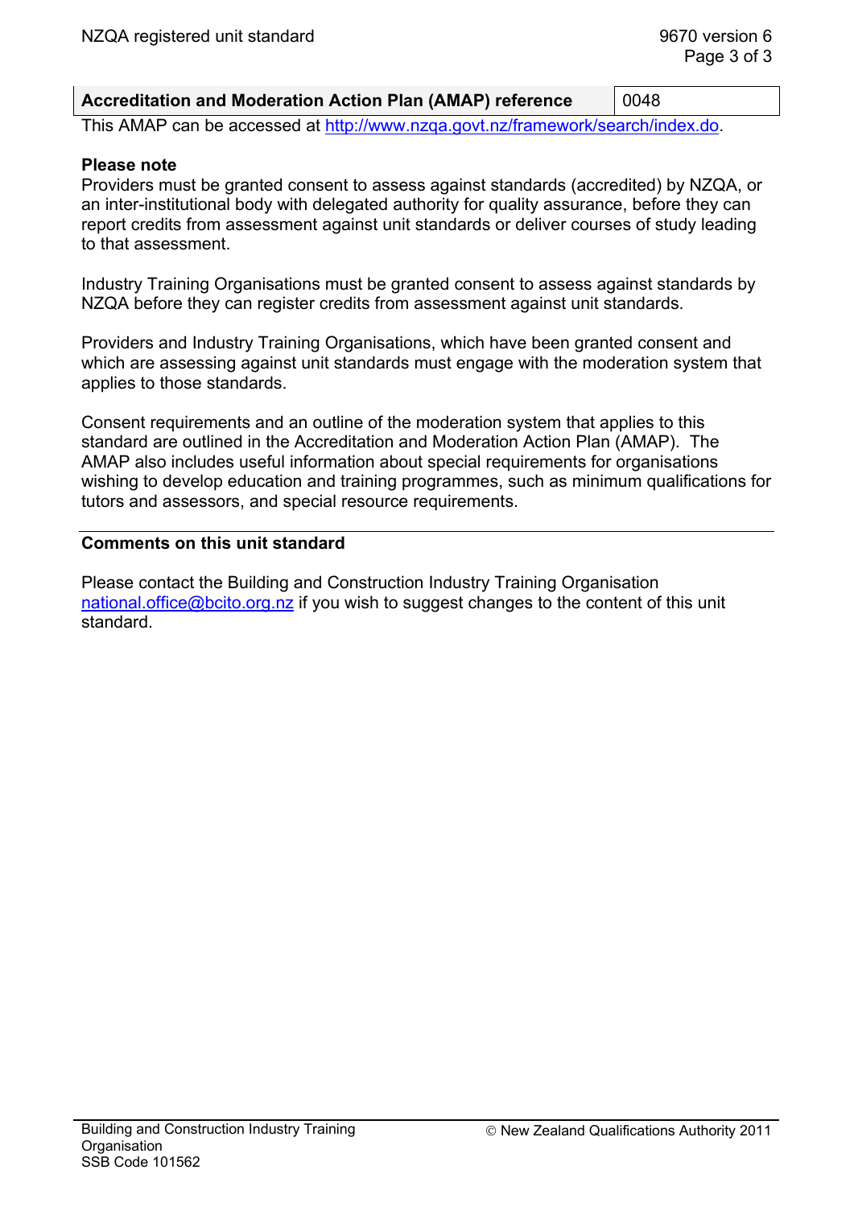| Accreditation and Moderation Action Plan (AMAP) reference | 0048 |
| --- | --- |

This AMAP can be accessed at http://www.nzqa.govt.nz/framework/search/index.do.

**Please note**

Providers must be granted consent to assess against standards (accredited) by NZQA, or an inter-institutional body with delegated authority for quality assurance, before they can report credits from assessment against unit standards or deliver courses of study leading to that assessment.

Industry Training Organisations must be granted consent to assess against standards by NZQA before they can register credits from assessment against unit standards.

Providers and Industry Training Organisations, which have been granted consent and which are assessing against unit standards must engage with the moderation system that applies to those standards.

Consent requirements and an outline of the moderation system that applies to this standard are outlined in the Accreditation and Moderation Action Plan (AMAP). The AMAP also includes useful information about special requirements for organisations wishing to develop education and training programmes, such as minimum qualifications for tutors and assessors, and special resource requirements.

**Comments on this unit standard**

Please contact the Building and Construction Industry Training Organisation national.office@bcito.org.nz if you wish to suggest changes to the content of this unit standard.